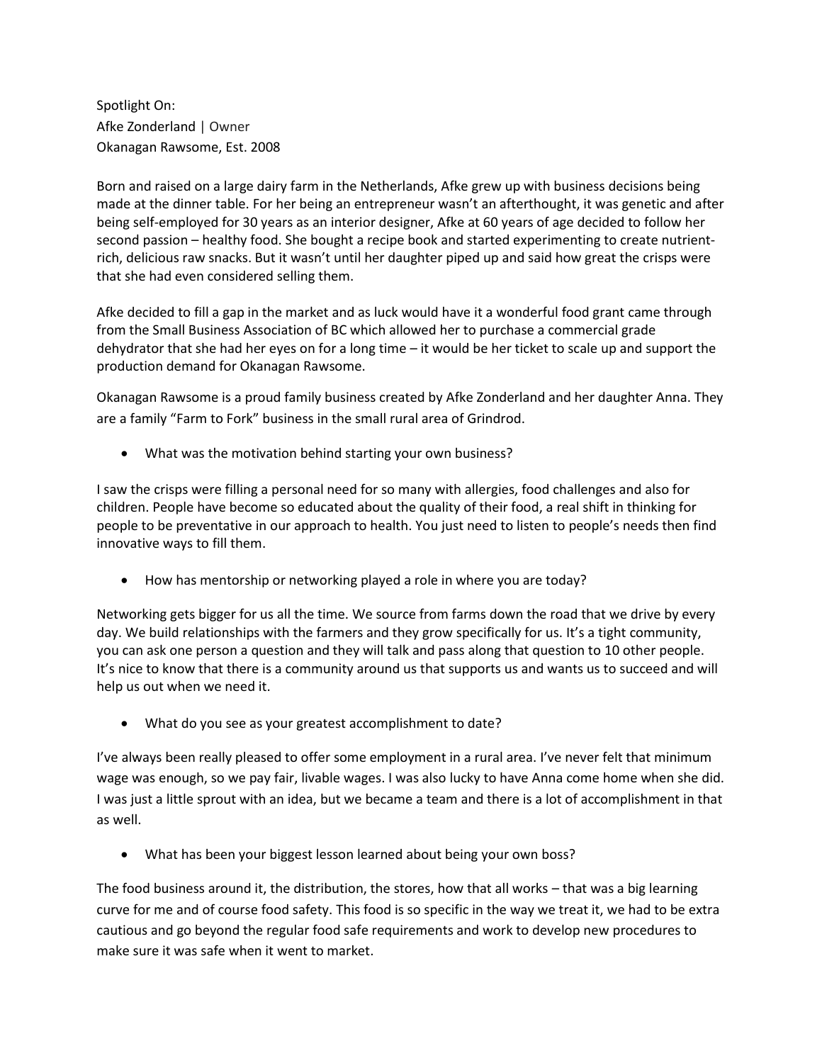Spotlight On:
Afke Zonderland | Owner
Okanagan Rawsome, Est. 2008

Born and raised on a large dairy farm in the Netherlands, Afke grew up with business decisions being made at the dinner table. For her being an entrepreneur wasn't an afterthought, it was genetic and after being self-employed for 30 years as an interior designer, Afke at 60 years of age decided to follow her second passion – healthy food. She bought a recipe book and started experimenting to create nutrient-rich, delicious raw snacks. But it wasn't until her daughter piped up and said how great the crisps were that she had even considered selling them.

Afke decided to fill a gap in the market and as luck would have it a wonderful food grant came through from the Small Business Association of BC which allowed her to purchase a commercial grade dehydrator that she had her eyes on for a long time – it would be her ticket to scale up and support the production demand for Okanagan Rawsome.

Okanagan Rawsome is a proud family business created by Afke Zonderland and her daughter Anna. They are a family "Farm to Fork" business in the small rural area of Grindrod.

- What was the motivation behind starting your own business?

I saw the crisps were filling a personal need for so many with allergies, food challenges and also for children. People have become so educated about the quality of their food, a real shift in thinking for people to be preventative in our approach to health. You just need to listen to people's needs then find innovative ways to fill them.

- How has mentorship or networking played a role in where you are today?

Networking gets bigger for us all the time. We source from farms down the road that we drive by every day. We build relationships with the farmers and they grow specifically for us. It's a tight community, you can ask one person a question and they will talk and pass along that question to 10 other people. It's nice to know that there is a community around us that supports us and wants us to succeed and will help us out when we need it.

- What do you see as your greatest accomplishment to date?

I've always been really pleased to offer some employment in a rural area. I've never felt that minimum wage was enough, so we pay fair, livable wages. I was also lucky to have Anna come home when she did. I was just a little sprout with an idea, but we became a team and there is a lot of accomplishment in that as well.

- What has been your biggest lesson learned about being your own boss?

The food business around it, the distribution, the stores, how that all works – that was a big learning curve for me and of course food safety. This food is so specific in the way we treat it, we had to be extra cautious and go beyond the regular food safe requirements and work to develop new procedures to make sure it was safe when it went to market.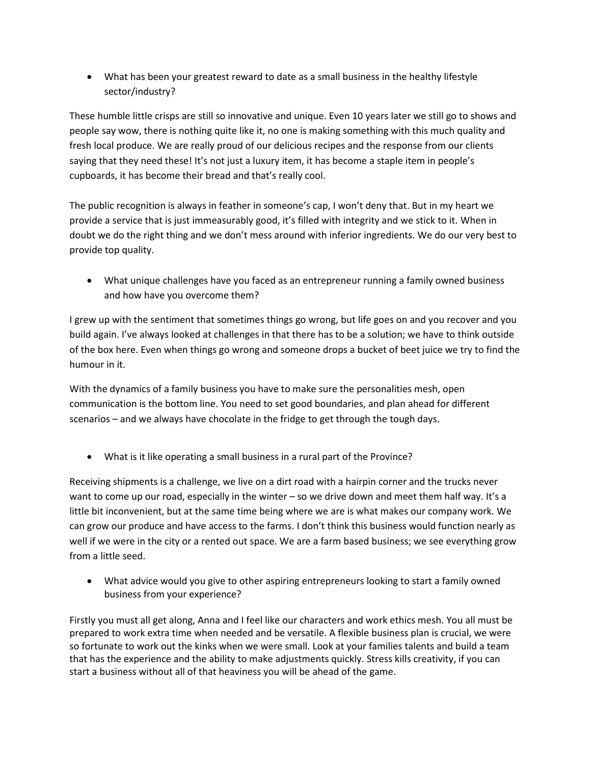- What has been your greatest reward to date as a small business in the healthy lifestyle sector/industry?

These humble little crisps are still so innovative and unique. Even 10 years later we still go to shows and people say wow, there is nothing quite like it, no one is making something with this much quality and fresh local produce. We are really proud of our delicious recipes and the response from our clients saying that they need these! It's not just a luxury item, it has become a staple item in people's cupboards, it has become their bread and that's really cool.

The public recognition is always in feather in someone's cap, I won't deny that. But in my heart we provide a service that is just immeasurably good, it's filled with integrity and we stick to it. When in doubt we do the right thing and we don't mess around with inferior ingredients. We do our very best to provide top quality.

- What unique challenges have you faced as an entrepreneur running a family owned business and how have you overcome them?

I grew up with the sentiment that sometimes things go wrong, but life goes on and you recover and you build again. I've always looked at challenges in that there has to be a solution; we have to think outside of the box here. Even when things go wrong and someone drops a bucket of beet juice we try to find the humour in it.

With the dynamics of a family business you have to make sure the personalities mesh, open communication is the bottom line. You need to set good boundaries, and plan ahead for different scenarios – and we always have chocolate in the fridge to get through the tough days.

- What is it like operating a small business in a rural part of the Province?

Receiving shipments is a challenge, we live on a dirt road with a hairpin corner and the trucks never want to come up our road, especially in the winter – so we drive down and meet them half way. It's a little bit inconvenient, but at the same time being where we are is what makes our company work. We can grow our produce and have access to the farms. I don't think this business would function nearly as well if we were in the city or a rented out space. We are a farm based business; we see everything grow from a little seed.

- What advice would you give to other aspiring entrepreneurs looking to start a family owned business from your experience?

Firstly you must all get along, Anna and I feel like our characters and work ethics mesh. You all must be prepared to work extra time when needed and be versatile. A flexible business plan is crucial, we were so fortunate to work out the kinks when we were small. Look at your families talents and build a team that has the experience and the ability to make adjustments quickly. Stress kills creativity, if you can start a business without all of that heaviness you will be ahead of the game.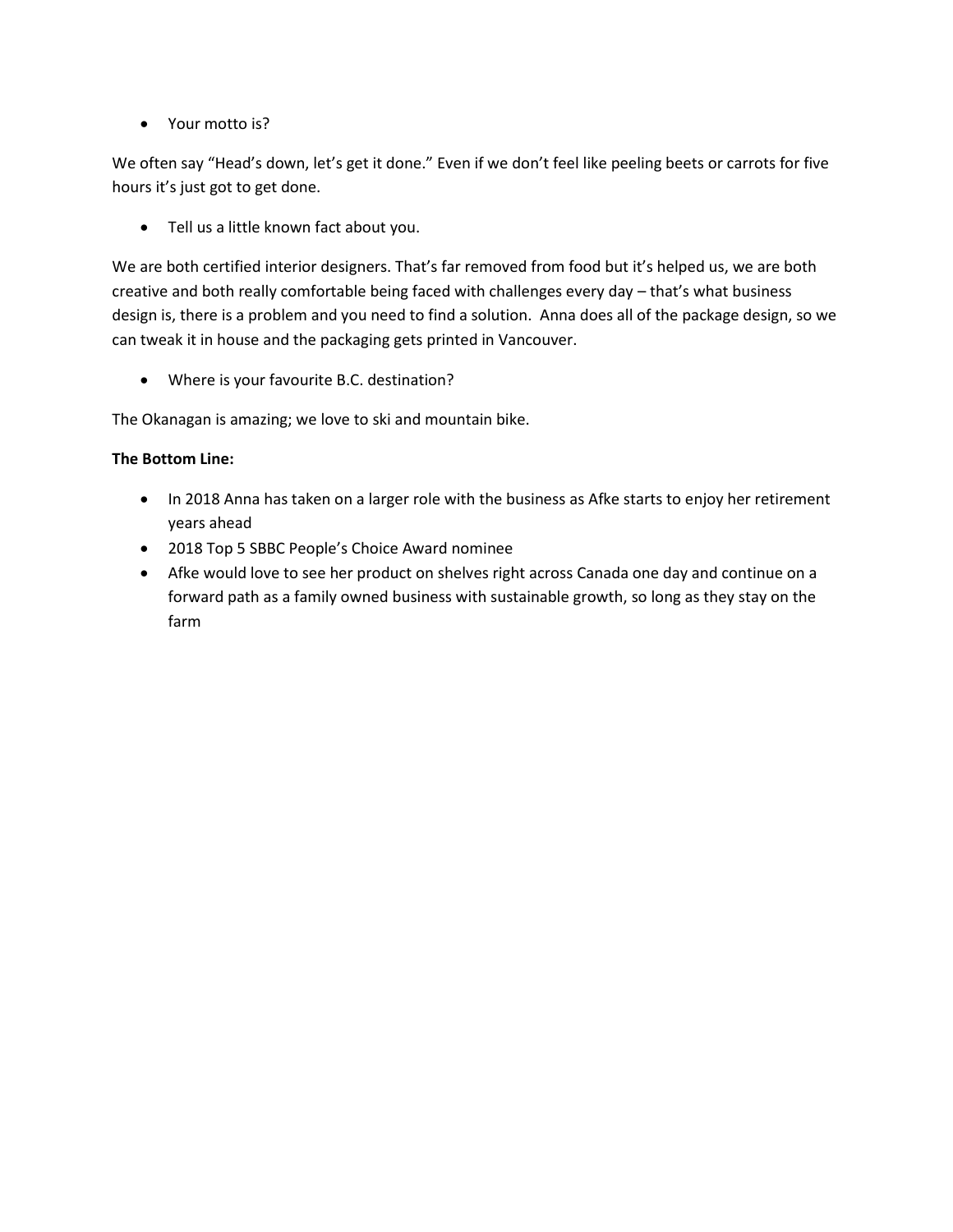- Your motto is?

We often say "Head's down, let's get it done." Even if we don't feel like peeling beets or carrots for five hours it's just got to get done.

- Tell us a little known fact about you.

We are both certified interior designers. That's far removed from food but it's helped us, we are both creative and both really comfortable being faced with challenges every day – that's what business design is, there is a problem and you need to find a solution. Anna does all of the package design, so we can tweak it in house and the packaging gets printed in Vancouver.

- Where is your favourite B.C. destination?

The Okanagan is amazing; we love to ski and mountain bike.

**The Bottom Line:**

- In 2018 Anna has taken on a larger role with the business as Afke starts to enjoy her retirement years ahead
- 2018 Top 5 SBBC People's Choice Award nominee
- Afke would love to see her product on shelves right across Canada one day and continue on a forward path as a family owned business with sustainable growth, so long as they stay on the farm